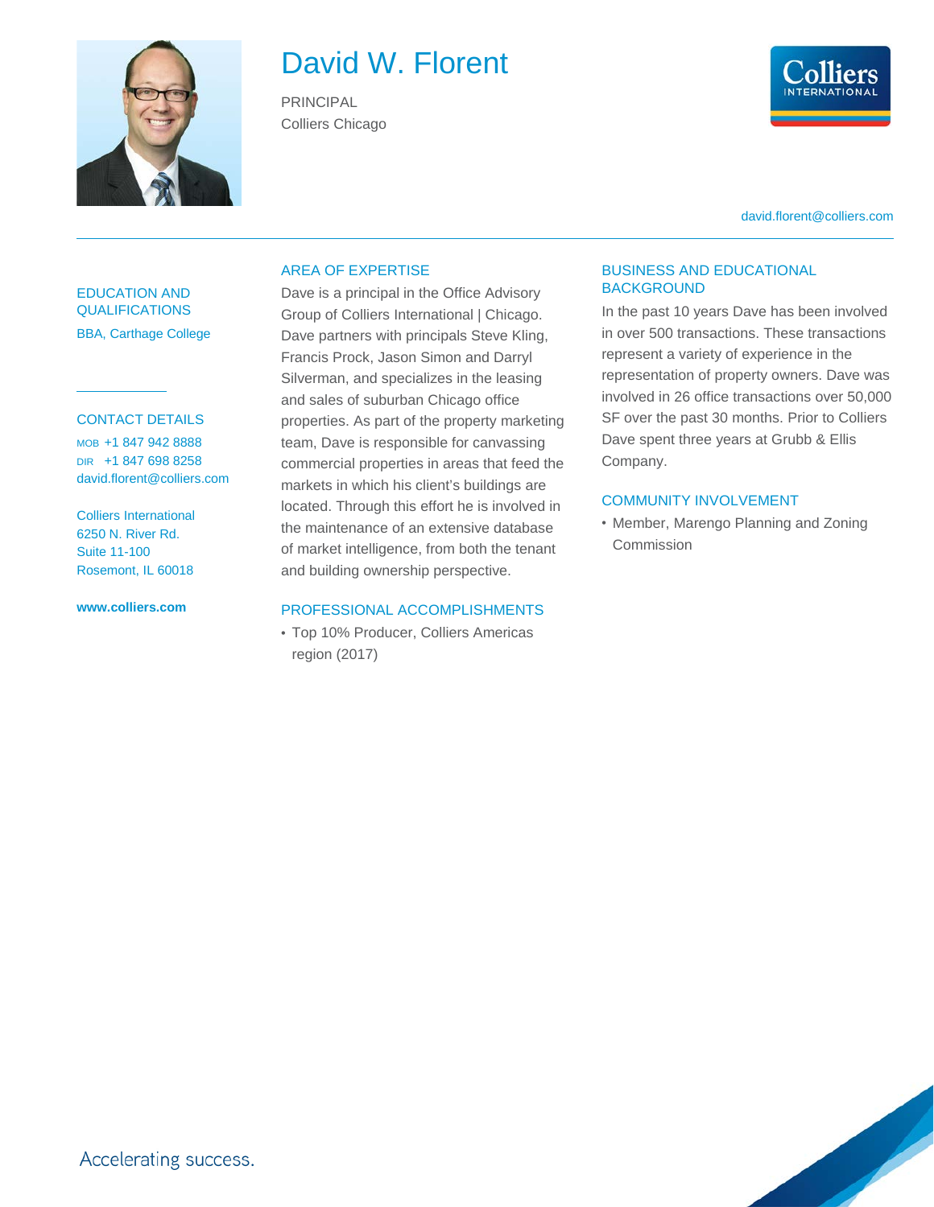# David W. Florent

PRINCIPAL
Colliers Chicago

david.florent@colliers.com

## EDUCATION AND QUALIFICATIONS

BBA, Carthage College

## CONTACT DETAILS

MOB +1 847 942 8888
DIR +1 847 698 8258
david.florent@colliers.com

Colliers International
6250 N. River Rd.
Suite 11-100
Rosemont, IL 60018

**www.colliers.com**

## AREA OF EXPERTISE

Dave is a principal in the Office Advisory Group of Colliers International | Chicago. Dave partners with principals Steve Kling, Francis Prock, Jason Simon and Darryl Silverman, and specializes in the leasing and sales of suburban Chicago office properties. As part of the property marketing team, Dave is responsible for canvassing commercial properties in areas that feed the markets in which his client's buildings are located. Through this effort he is involved in the maintenance of an extensive database of market intelligence, from both the tenant and building ownership perspective.

## PROFESSIONAL ACCOMPLISHMENTS

- Top 10% Producer, Colliers Americas region (2017)

## BUSINESS AND EDUCATIONAL BACKGROUND

In the past 10 years Dave has been involved in over 500 transactions. These transactions represent a variety of experience in the representation of property owners. Dave was involved in 26 office transactions over 50,000 SF over the past 30 months. Prior to Colliers Dave spent three years at Grubb & Ellis Company.

## COMMUNITY INVOLVEMENT

- Member, Marengo Planning and Zoning Commission

Accelerating success.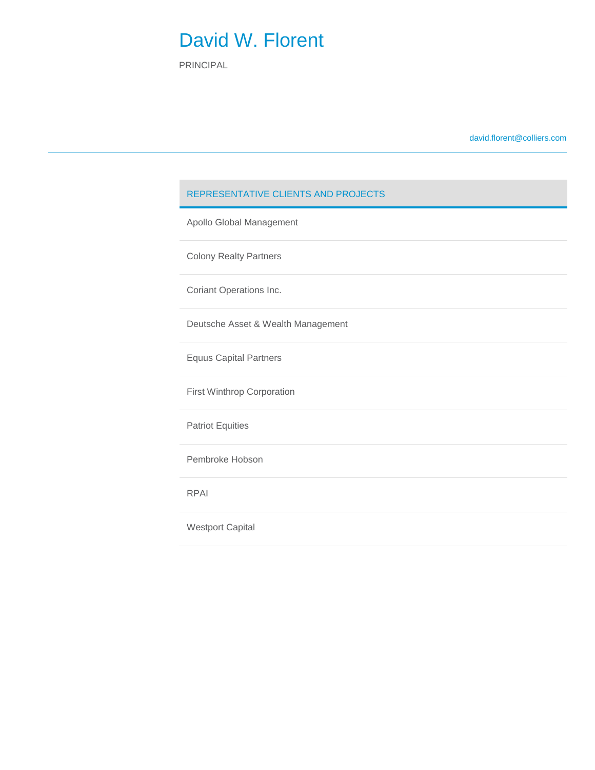# David W. Florent

PRINCIPAL

david.florent@colliers.com

## REPRESENTATIVE CLIENTS AND PROJECTS

- Apollo Global Management
- Colony Realty Partners
- Coriant Operations Inc.
- Deutsche Asset & Wealth Management
- Equus Capital Partners
- First Winthrop Corporation
- Patriot Equities
- Pembroke Hobson
- RPAI
- Westport Capital